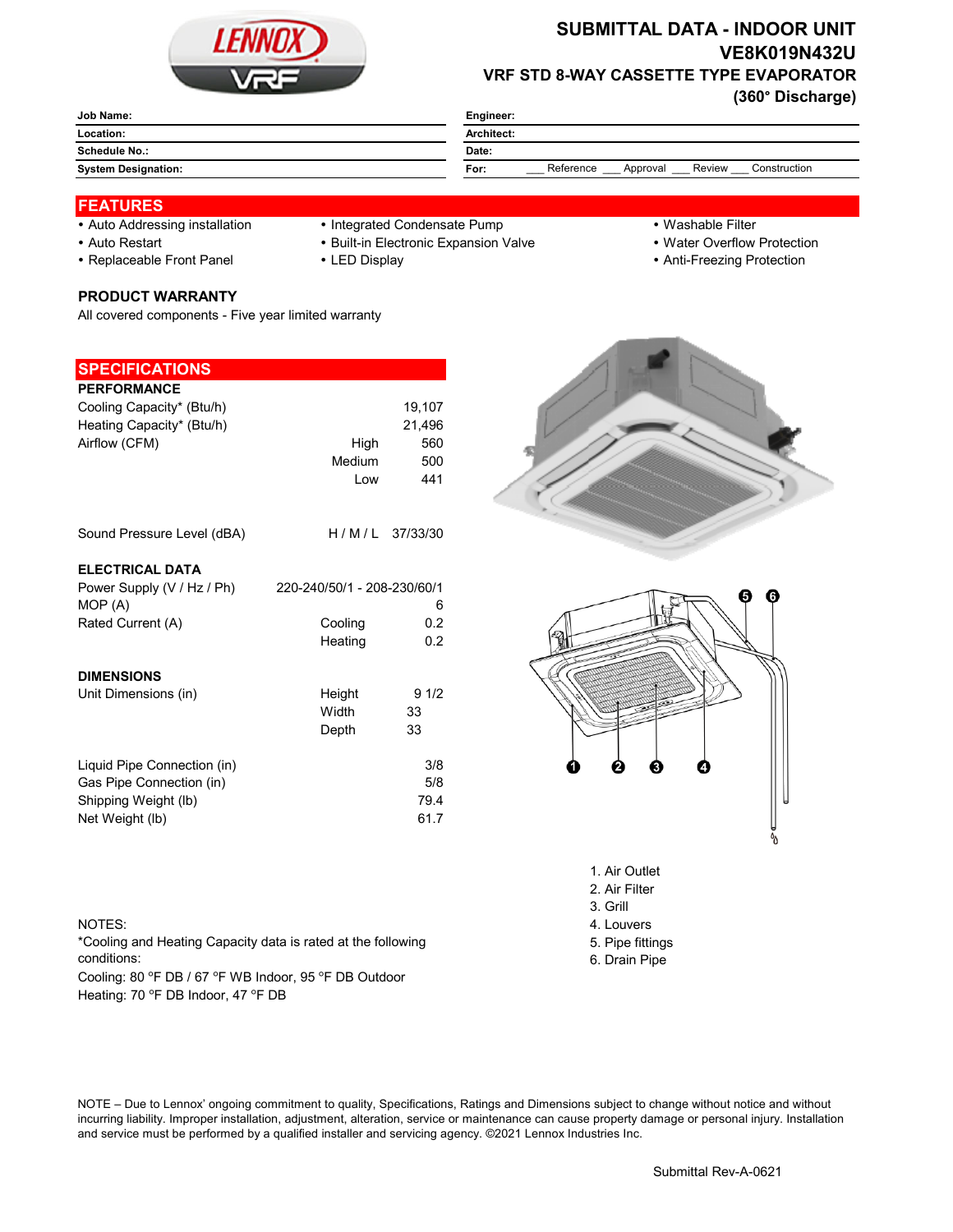# SUBMITTAL DATA - INDOOR UNIT
## VE8K019N432U
### VRF STD 8-WAY CASSETTE TYPE EVAPORATOR
### (360° Discharge)

| | |
|---|---|
| **Job Name:** | **Engineer:** |
| **Location:** | **Architect:** |
| **Schedule No.:** | **Date:** |
| **System Designation:** | **For:** ___ Reference ___ Approval ___ Review ___ Construction |

## FEATURES

- Auto Addressing installation
- Auto Restart
- Replaceable Front Panel
- Integrated Condensate Pump
- Built-in Electronic Expansion Valve
- LED Display
- Washable Filter
- Water Overflow Protection
- Anti-Freezing Protection

### PRODUCT WARRANTY

All covered components - Five year limited warranty

## SPECIFICATIONS

### PERFORMANCE

| | | |
|---|---|---|
| Cooling Capacity* (Btu/h) | | 19,107 |
| Heating Capacity* (Btu/h) | | 21,496 |
| Airflow (CFM) | High | 560 |
| | Medium | 500 |
| | Low | 441 |
| Sound Pressure Level (dBA) | H / M / L | 37/33/30 |

### ELECTRICAL DATA

| | | |
|---|---|---|
| Power Supply (V / Hz / Ph) | | 220-240/50/1 - 208-230/60/1 |
| MOP (A) | | 6 |
| Rated Current (A) | Cooling | 0.2 |
| | Heating | 0.2 |

### DIMENSIONS

| | | |
|---|---|---|
| Unit Dimensions (in) | Height | 9 1/2 |
| | Width | 33 |
| | Depth | 33 |
| Liquid Pipe Connection (in) | | 3/8 |
| Gas Pipe Connection (in) | | 5/8 |
| Shipping Weight (lb) | | 79.4 |
| Net Weight (lb) | | 61.7 |

1. Air Outlet
2. Air Filter
3. Grill
4. Louvers
5. Pipe fittings
6. Drain Pipe

NOTES:
*Cooling and Heating Capacity data is rated at the following conditions:
Cooling: 80 °F DB / 67 °F WB Indoor, 95 °F DB Outdoor
Heating: 70 °F DB Indoor, 47 °F DB

NOTE – Due to Lennox' ongoing commitment to quality, Specifications, Ratings and Dimensions subject to change without notice and without incurring liability. Improper installation, adjustment, alteration, service or maintenance can cause property damage or personal injury. Installation and service must be performed by a qualified installer and servicing agency. ©2021 Lennox Industries Inc.

Submittal Rev-A-0621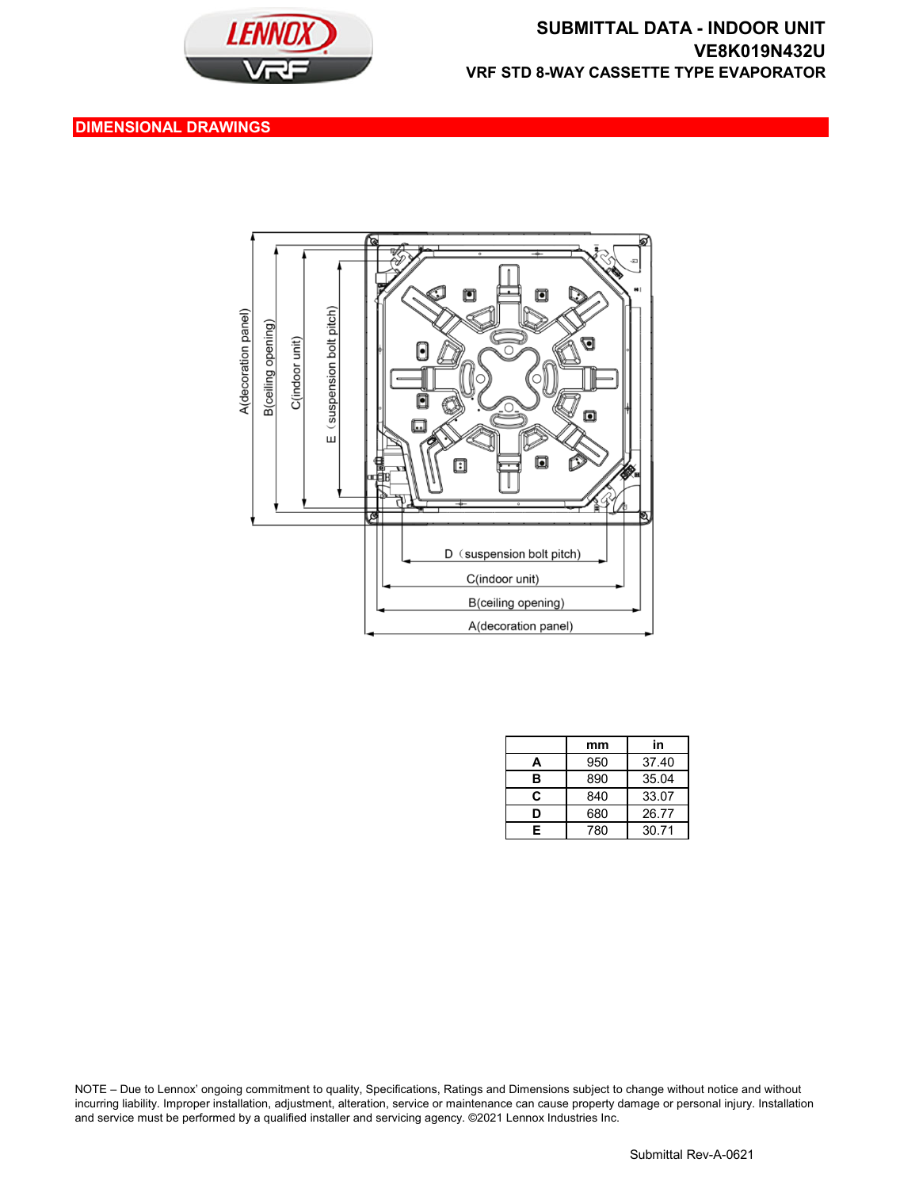# SUBMITTAL DATA - INDOOR UNIT
## VE8K019N432U
### VRF STD 8-WAY CASSETTE TYPE EVAPORATOR

## DIMENSIONAL DRAWINGS

A(decoration panel)
B(ceiling opening)
C(indoor unit)
E（suspension bolt pitch)
D（suspension bolt pitch)
C(indoor unit)
B(ceiling opening)
A(decoration panel)

| | mm | in |
|---|---|---|
| **A** | 950 | 37.40 |
| **B** | 890 | 35.04 |
| **C** | 840 | 33.07 |
| **D** | 680 | 26.77 |
| **E** | 780 | 30.71 |

NOTE – Due to Lennox' ongoing commitment to quality, Specifications, Ratings and Dimensions subject to change without notice and without incurring liability. Improper installation, adjustment, alteration, service or maintenance can cause property damage or personal injury. Installation and service must be performed by a qualified installer and servicing agency. ©2021 Lennox Industries Inc.

Submittal Rev-A-0621